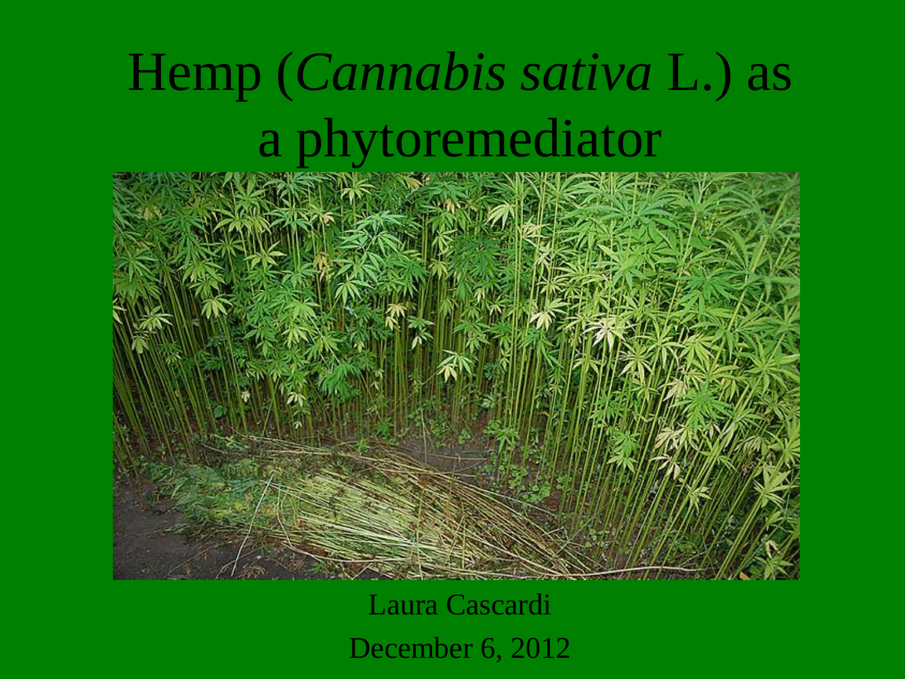# Hemp (*Cannabis sativa* L.) as a phytoremediator

Laura Cascardi

December 6, 2012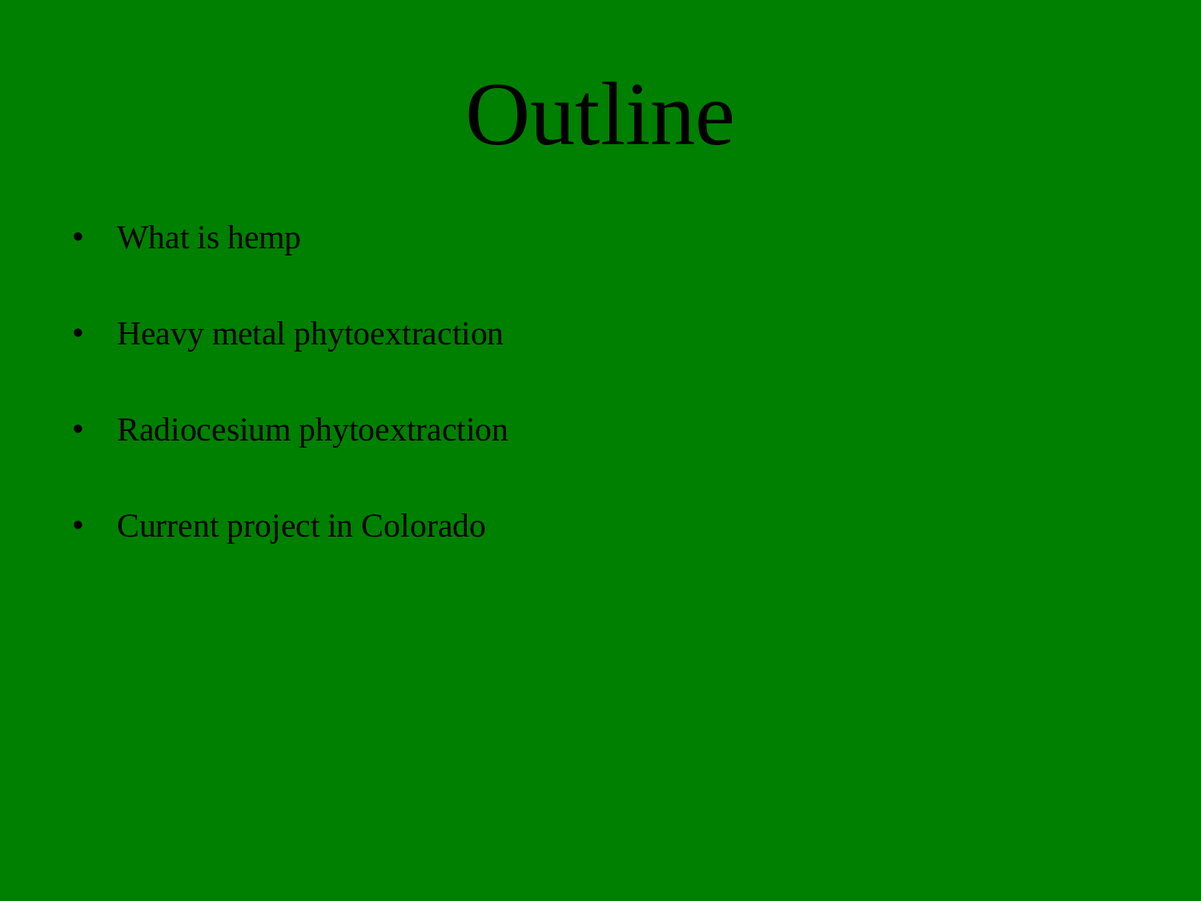# Outline

- What is hemp
- Heavy metal phytoextraction
- Radiocesium phytoextraction
- Current project in Colorado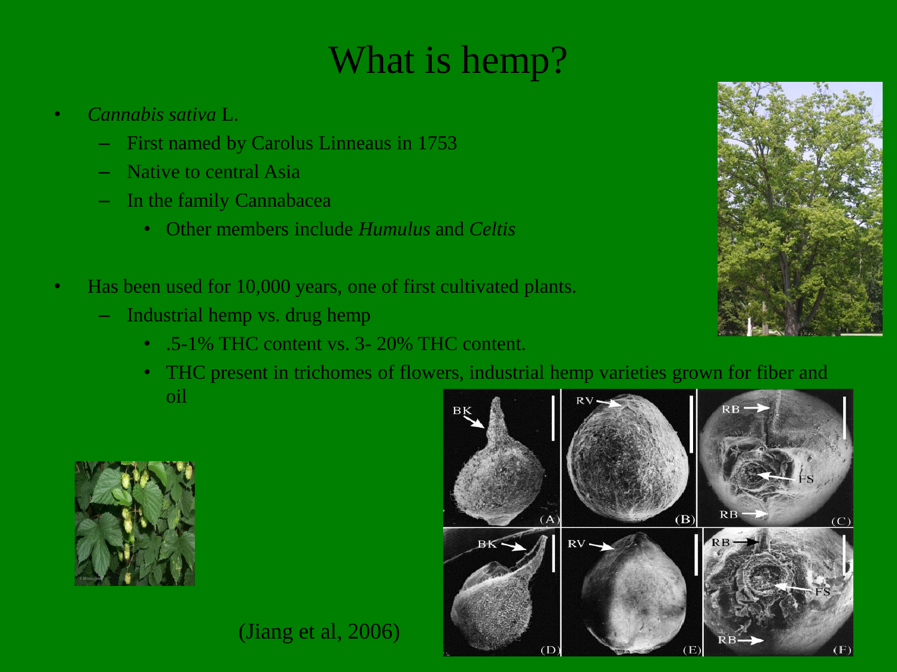# What is hemp?

- *Cannabis sativa* L.
  - First named by Carolus Linneaus in 1753
  - Native to central Asia
  - In the family Cannabacea
    - Other members include *Humulus* and *Celtis*

- Has been used for 10,000 years, one of first cultivated plants.
  - Industrial hemp vs. drug hemp
    - .5-1% THC content vs. 3- 20% THC content.
    - THC present in trichomes of flowers, industrial hemp varieties grown for fiber and oil

(Jiang et al, 2006)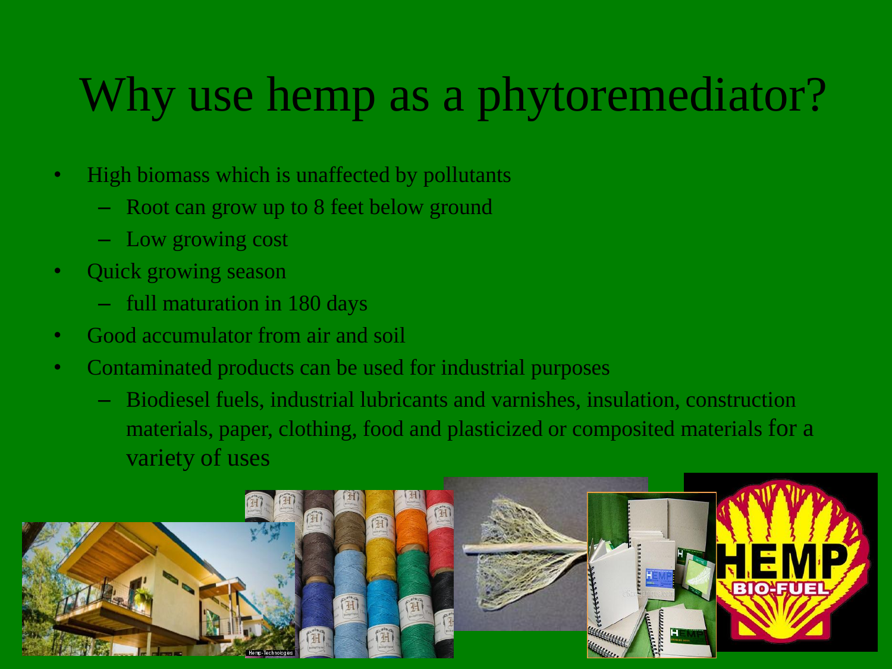# Why use hemp as a phytoremediator?

- High biomass which is unaffected by pollutants
  - Root can grow up to 8 feet below ground
  - Low growing cost
- Quick growing season
  - full maturation in 180 days
- Good accumulator from air and soil
- Contaminated products can be used for industrial purposes
  - Biodiesel fuels, industrial lubricants and varnishes, insulation, construction materials, paper, clothing, food and plasticized or composited materials for a variety of uses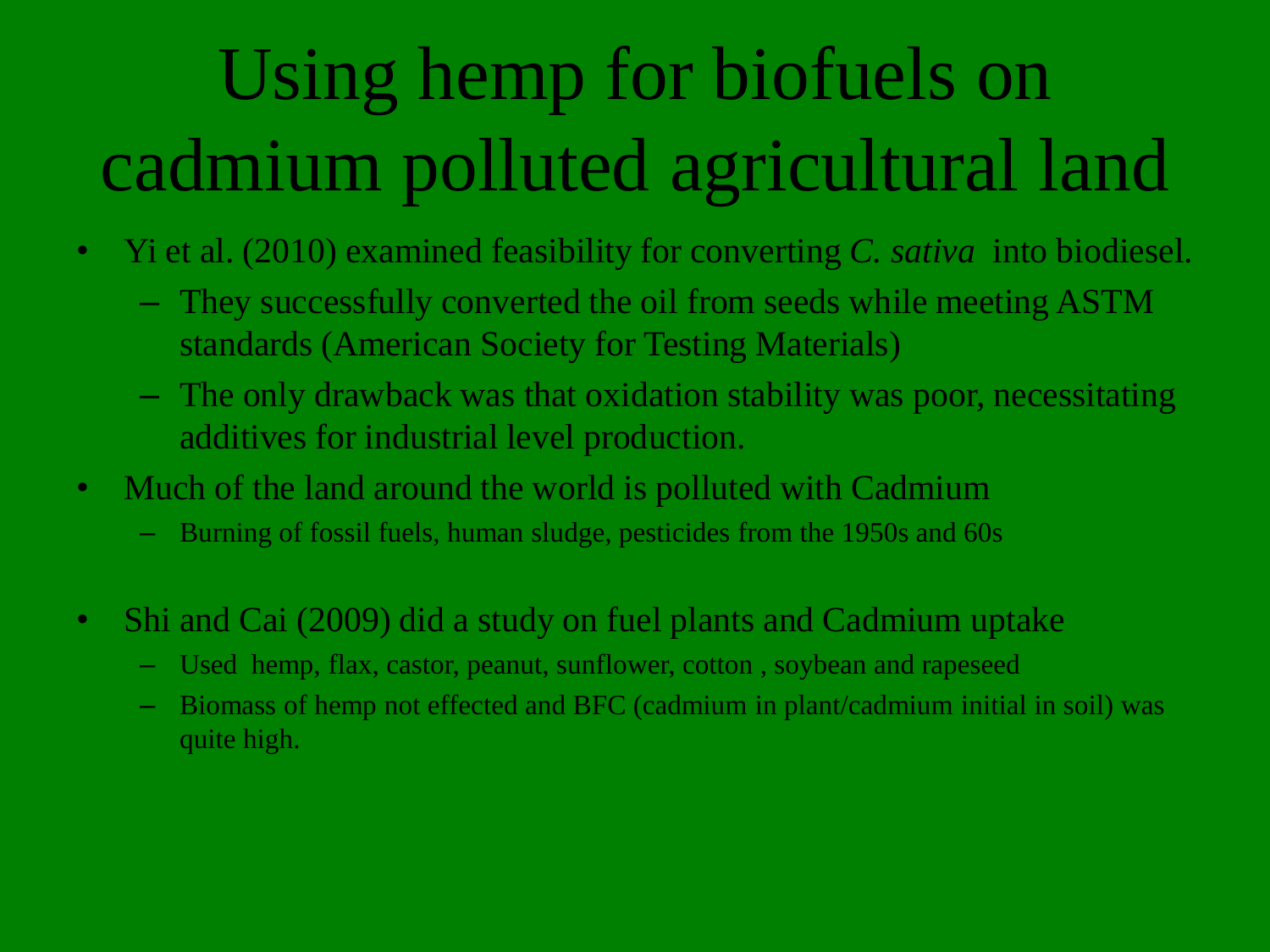# Using hemp for biofuels on cadmium polluted agricultural land

- Yi et al. (2010) examined feasibility for converting *C. sativa* into biodiesel.
  - They successfully converted the oil from seeds while meeting ASTM standards (American Society for Testing Materials)
  - The only drawback was that oxidation stability was poor, necessitating additives for industrial level production.
- Much of the land around the world is polluted with Cadmium
  - Burning of fossil fuels, human sludge, pesticides from the 1950s and 60s
- Shi and Cai (2009) did a study on fuel plants and Cadmium uptake
  - Used hemp, flax, castor, peanut, sunflower, cotton , soybean and rapeseed
  - Biomass of hemp not effected and BFC (cadmium in plant/cadmium initial in soil) was quite high.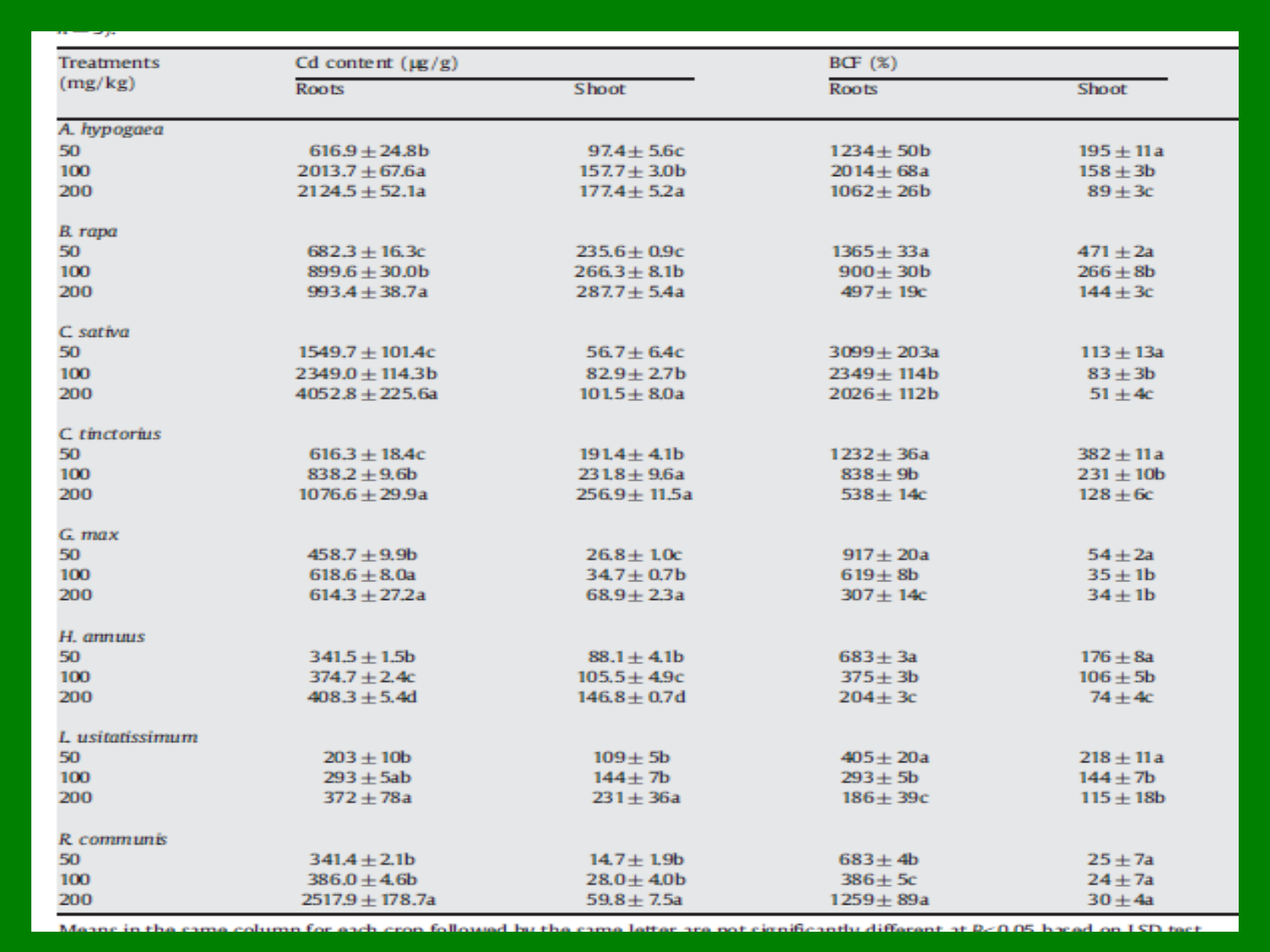| Treatments (mg/kg) | Cd content (μg/g) | | BCF (%) | |
|---|---|---|---|---|
| | Roots | Shoot | Roots | Shoot |
| *A. hypogaea* | | | | |
| 50 | 616.9 ± 24.8b | 97.4 ± 5.6c | 1234 ± 50b | 195 ± 11a |
| 100 | 2013.7 ± 67.6a | 157.7 ± 3.0b | 2014 ± 68a | 158 ± 3b |
| 200 | 2124.5 ± 52.1a | 177.4 ± 5.2a | 1062 ± 26b | 89 ± 3c |
| *B. rapa* | | | | |
| 50 | 682.3 ± 16.3c | 235.6 ± 0.9c | 1365 ± 33a | 471 ± 2a |
| 100 | 899.6 ± 30.0b | 266.3 ± 8.1b | 900 ± 30b | 266 ± 8b |
| 200 | 993.4 ± 38.7a | 287.7 ± 5.4a | 497 ± 19c | 144 ± 3c |
| *C. sativa* | | | | |
| 50 | 1549.7 ± 101.4c | 56.7 ± 6.4c | 3099 ± 203a | 113 ± 13a |
| 100 | 2349.0 ± 114.3b | 82.9 ± 2.7b | 2349 ± 114b | 83 ± 3b |
| 200 | 4052.8 ± 225.6a | 101.5 ± 8.0a | 2026 ± 112b | 51 ± 4c |
| *C. tinctorius* | | | | |
| 50 | 616.3 ± 18.4c | 191.4 ± 4.1b | 1232 ± 36a | 382 ± 11a |
| 100 | 838.2 ± 9.6b | 231.8 ± 9.6a | 838 ± 9b | 231 ± 10b |
| 200 | 1076.6 ± 29.9a | 256.9 ± 11.5a | 538 ± 14c | 128 ± 6c |
| *G. max* | | | | |
| 50 | 458.7 ± 9.9b | 26.8 ± 1.0c | 917 ± 20a | 54 ± 2a |
| 100 | 618.6 ± 8.0a | 34.7 ± 0.7b | 619 ± 8b | 35 ± 1b |
| 200 | 614.3 ± 27.2a | 68.9 ± 2.3a | 307 ± 14c | 34 ± 1b |
| *H. annuus* | | | | |
| 50 | 341.5 ± 1.5b | 88.1 ± 4.1b | 683 ± 3a | 176 ± 8a |
| 100 | 374.7 ± 2.4c | 105.5 ± 4.9c | 375 ± 3b | 106 ± 5b |
| 200 | 408.3 ± 5.4d | 146.8 ± 0.7d | 204 ± 3c | 74 ± 4c |
| *L. usitatissimum* | | | | |
| 50 | 203 ± 10b | 109 ± 5b | 405 ± 20a | 218 ± 11a |
| 100 | 293 ± 5ab | 144 ± 7b | 293 ± 5b | 144 ± 7b |
| 200 | 372 ± 78a | 231 ± 36a | 186 ± 39c | 115 ± 18b |
| *R. communis* | | | | |
| 50 | 341.4 ± 2.1b | 14.7 ± 1.9b | 683 ± 4b | 25 ± 7a |
| 100 | 386.0 ± 4.6b | 28.0 ± 4.0b | 386 ± 5c | 24 ± 7a |
| 200 | 2517.9 ± 178.7a | 59.8 ± 7.5a | 1259 ± 89a | 30 ± 4a |

Means in the same column for each crop followed by the same letter are not significantly different at $P < 0.05$ based on LSD test.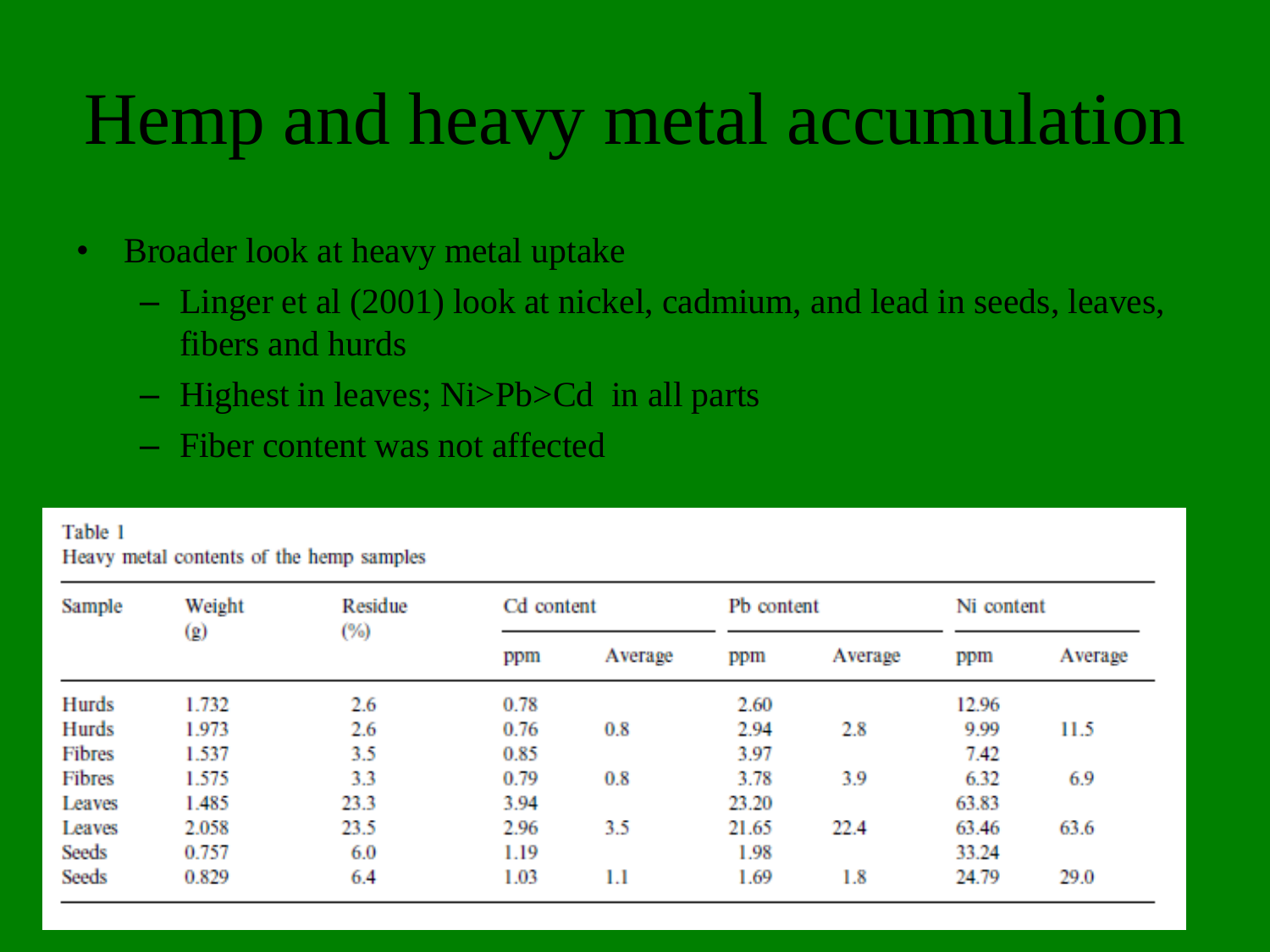# Hemp and heavy metal accumulation

- Broader look at heavy metal uptake
  - Linger et al (2001) look at nickel, cadmium, and lead in seeds, leaves, fibers and hurds
  - Highest in leaves; Ni>Pb>Cd in all parts
  - Fiber content was not affected

Table 1
Heavy metal contents of the hemp samples

| Sample | Weight (g) | Residue (%) | Cd content | | Pb content | | Ni content | |
|---|---|---|---|---|---|---|---|---|
| | | | ppm | Average | ppm | Average | ppm | Average |
| Hurds | 1.732 | 2.6 | 0.78 | | 2.60 | | 12.96 | |
| Hurds | 1.973 | 2.6 | 0.76 | 0.8 | 2.94 | 2.8 | 9.99 | 11.5 |
| Fibres | 1.537 | 3.5 | 0.85 | | 3.97 | | 7.42 | |
| Fibres | 1.575 | 3.3 | 0.79 | 0.8 | 3.78 | 3.9 | 6.32 | 6.9 |
| Leaves | 1.485 | 23.3 | 3.94 | | 23.20 | | 63.83 | |
| Leaves | 2.058 | 23.5 | 2.96 | 3.5 | 21.65 | 22.4 | 63.46 | 63.6 |
| Seeds | 0.757 | 6.0 | 1.19 | | 1.98 | | 33.24 | |
| Seeds | 0.829 | 6.4 | 1.03 | 1.1 | 1.69 | 1.8 | 24.79 | 29.0 |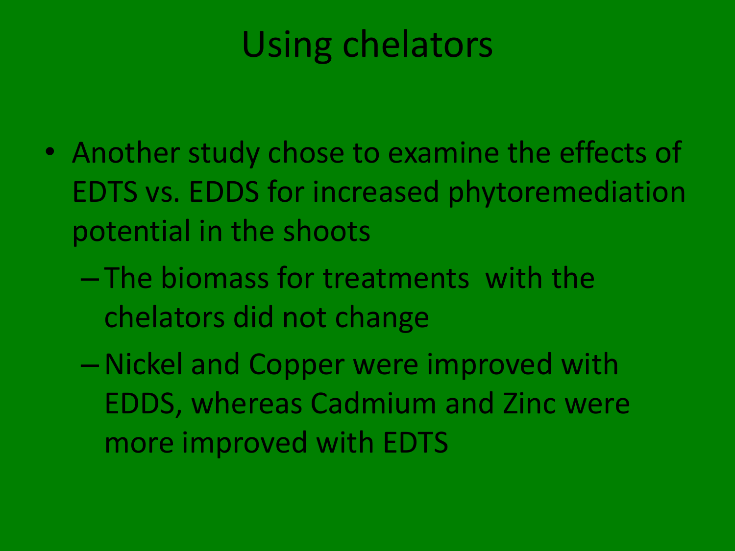# Using chelators

- Another study chose to examine the effects of EDTS vs. EDDS for increased phytoremediation potential in the shoots
  - The biomass for treatments with the chelators did not change
  - Nickel and Copper were improved with EDDS, whereas Cadmium and Zinc were more improved with EDTS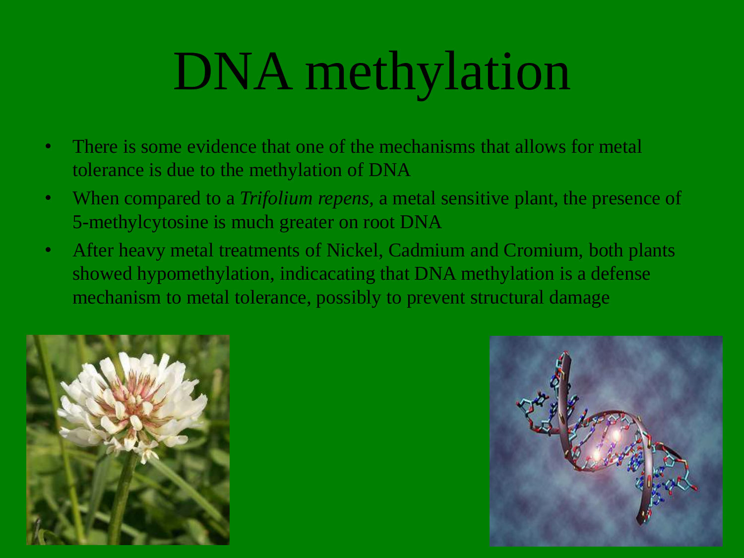# DNA methylation

- There is some evidence that one of the mechanisms that allows for metal tolerance is due to the methylation of DNA
- When compared to a *Trifolium repens*, a metal sensitive plant, the presence of 5-methylcytosine is much greater on root DNA
- After heavy metal treatments of Nickel, Cadmium and Cromium, both plants showed hypomethylation, indicacating that DNA methylation is a defense mechanism to metal tolerance, possibly to prevent structural damage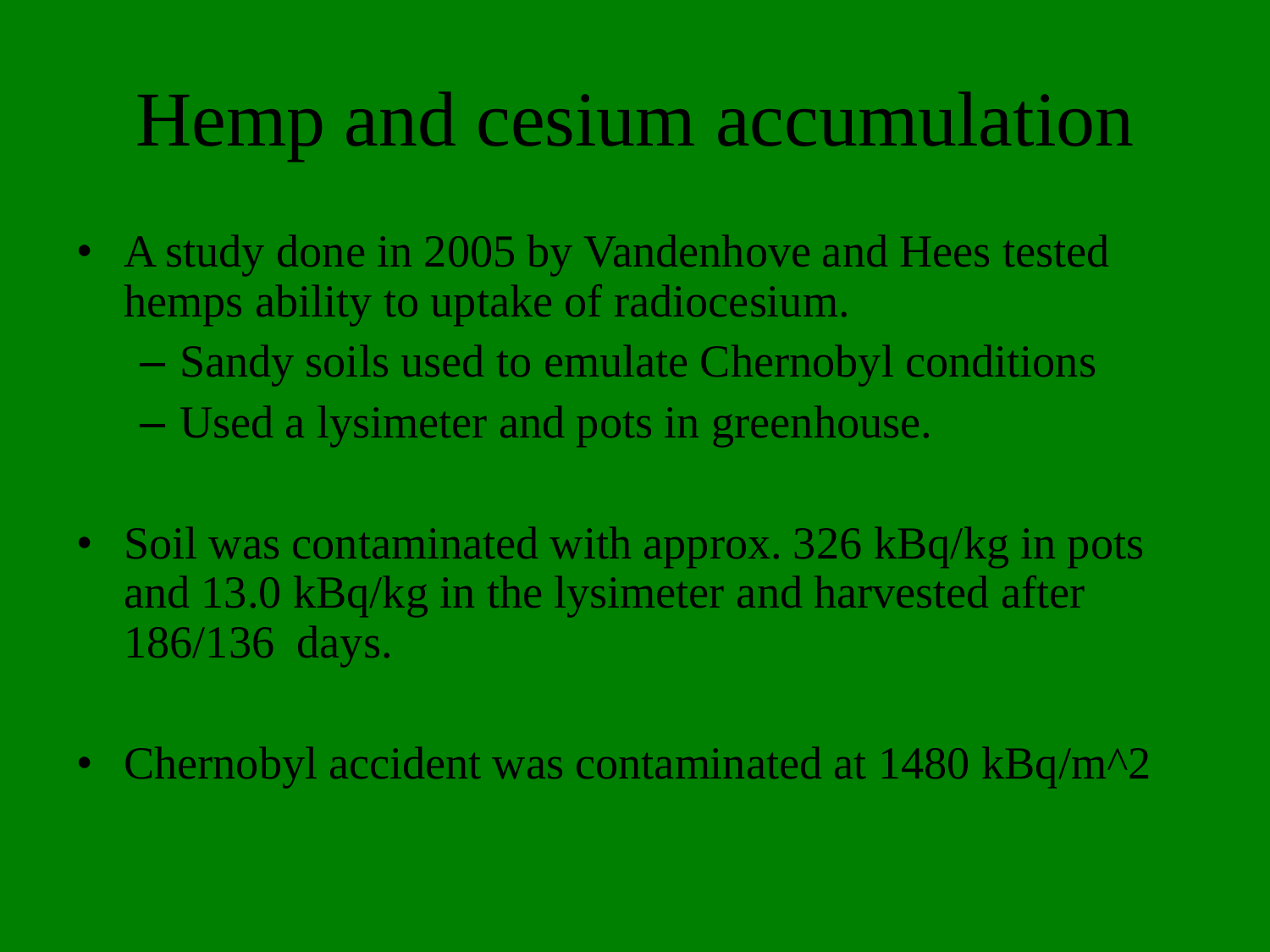# Hemp and cesium accumulation

- A study done in 2005 by Vandenhove and Hees tested hemps ability to uptake of radiocesium.
  - Sandy soils used to emulate Chernobyl conditions
  - Used a lysimeter and pots in greenhouse.

- Soil was contaminated with approx. 326 kBq/kg in pots and 13.0 kBq/kg in the lysimeter and harvested after 186/136 days.

- Chernobyl accident was contaminated at 1480 kBq/m^2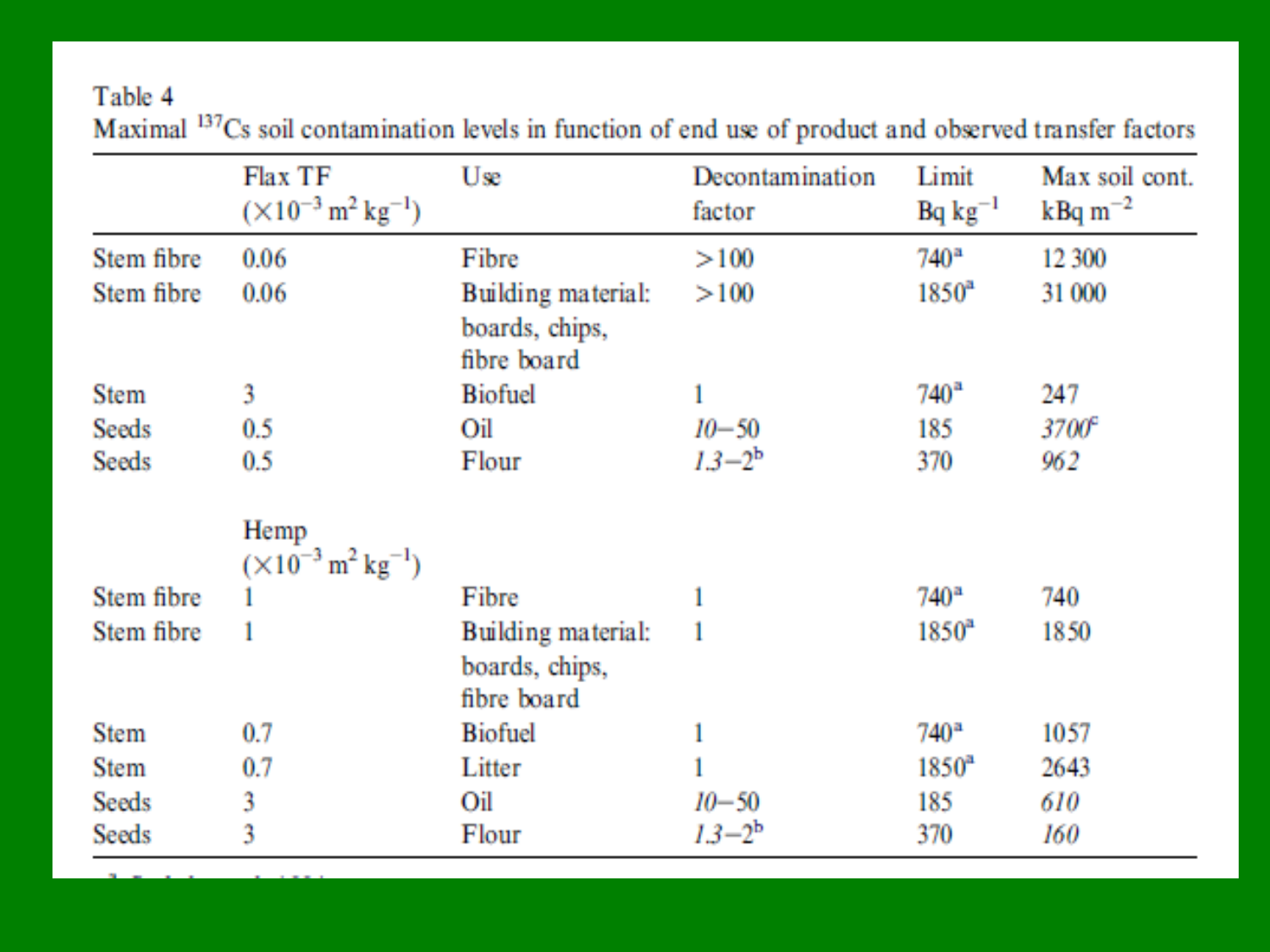Table 4
Maximal $^{137}Cs$ soil contamination levels in function of end use of product and observed transfer factors

| | Flax TF ($\times 10^{-3}$ $m^2$ $kg^{-1}$) | Use | Decontamination factor | Limit Bq $kg^{-1}$ | Max soil cont. kBq $m^{-2}$ |
|---|---|---|---|---|---|
| Stem fibre | 0.06 | Fibre | >100 | 740[a] | 12 300 |
| Stem fibre | 0.06 | Building material: boards, chips, fibre board | >100 | 1850[a] | 31 000 |
| Stem | 3 | Biofuel | 1 | 740[a] | 247 |
| Seeds | 0.5 | Oil | *10–50* | 185 | *3700*[c] |
| Seeds | 0.5 | Flour | *1.3–2*[b] | 370 | *962* |
| | Hemp ($\times 10^{-3}$ $m^2$ $kg^{-1}$) | | | | |
| Stem fibre | 1 | Fibre | 1 | 740[a] | 740 |
| Stem fibre | 1 | Building material: boards, chips, fibre board | 1 | 1850[a] | 1850 |
| Stem | 0.7 | Biofuel | 1 | 740[a] | 1057 |
| Stem | 0.7 | Litter | 1 | 1850[a] | 2643 |
| Seeds | 3 | Oil | *10–50* | 185 | *610* |
| Seeds | 3 | Flour | *1.3–2*[b] | 370 | *160* |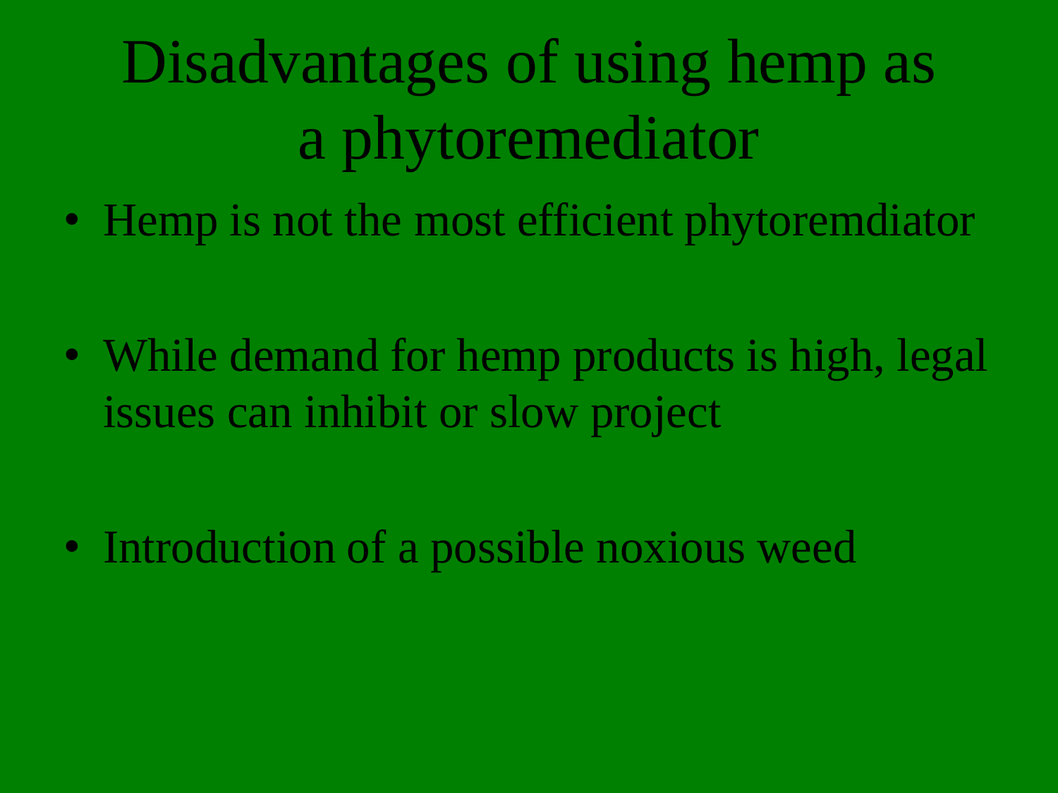# Disadvantages of using hemp as a phytoremediator

- Hemp is not the most efficient phytoremdiator
- While demand for hemp products is high, legal issues can inhibit or slow project
- Introduction of a possible noxious weed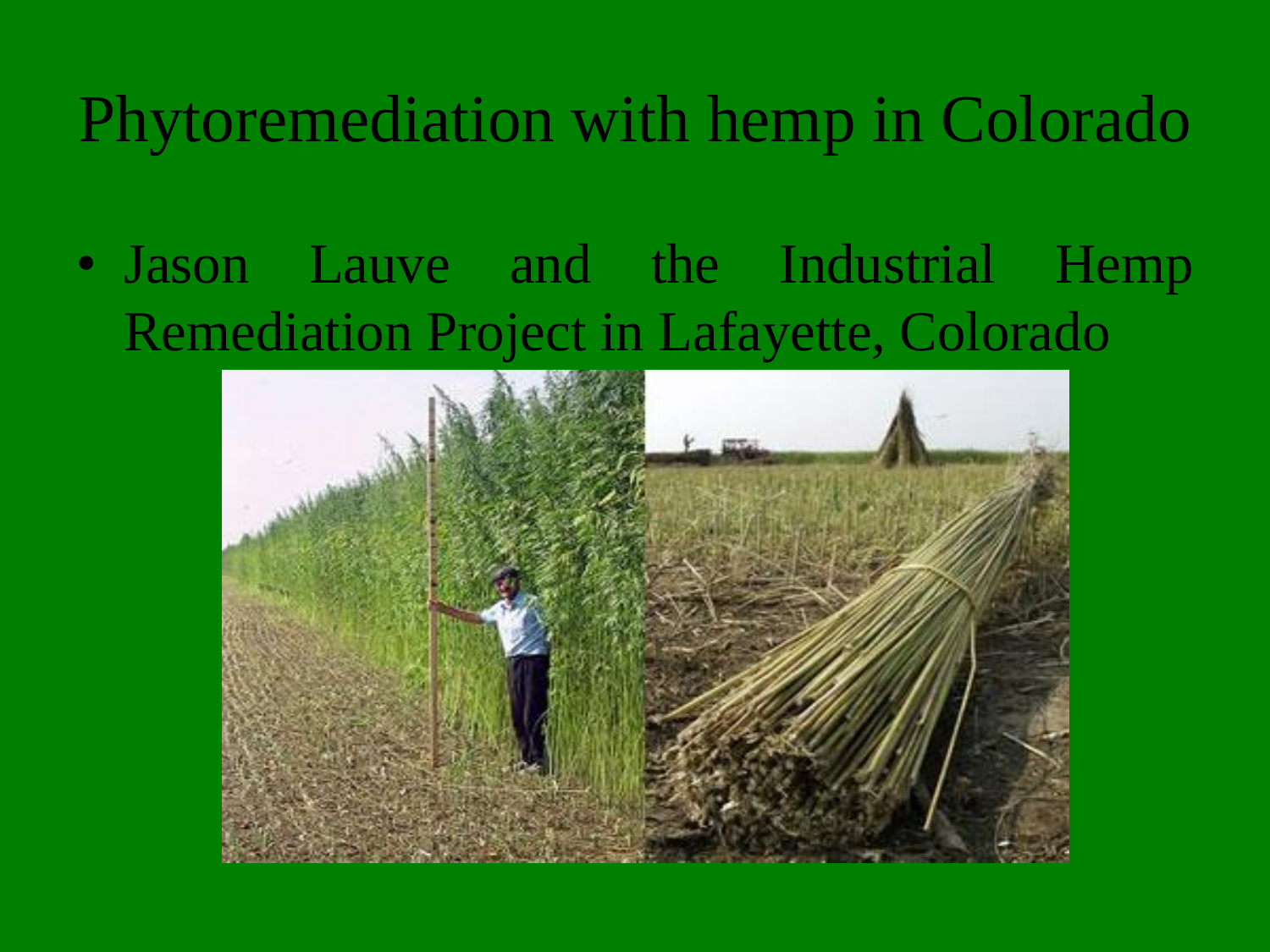# Phytoremediation with hemp in Colorado

- Jason Lauve and the Industrial Hemp Remediation Project in Lafayette, Colorado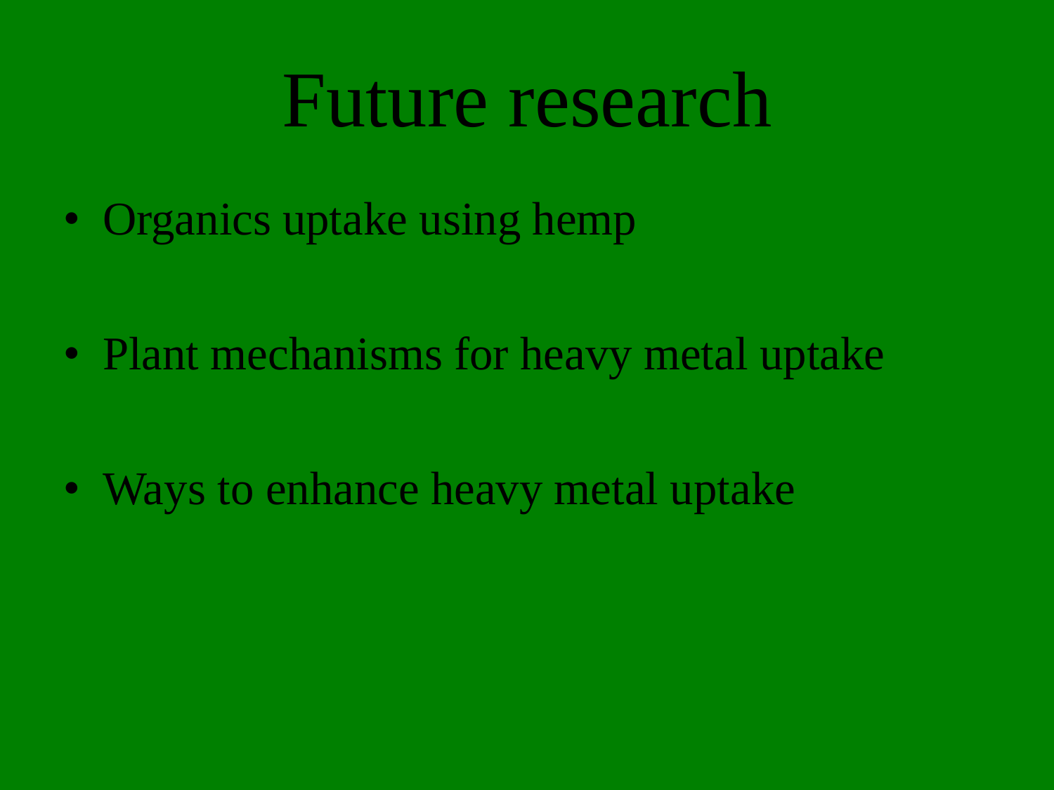# Future research

- Organics uptake using hemp
- Plant mechanisms for heavy metal uptake
- Ways to enhance heavy metal uptake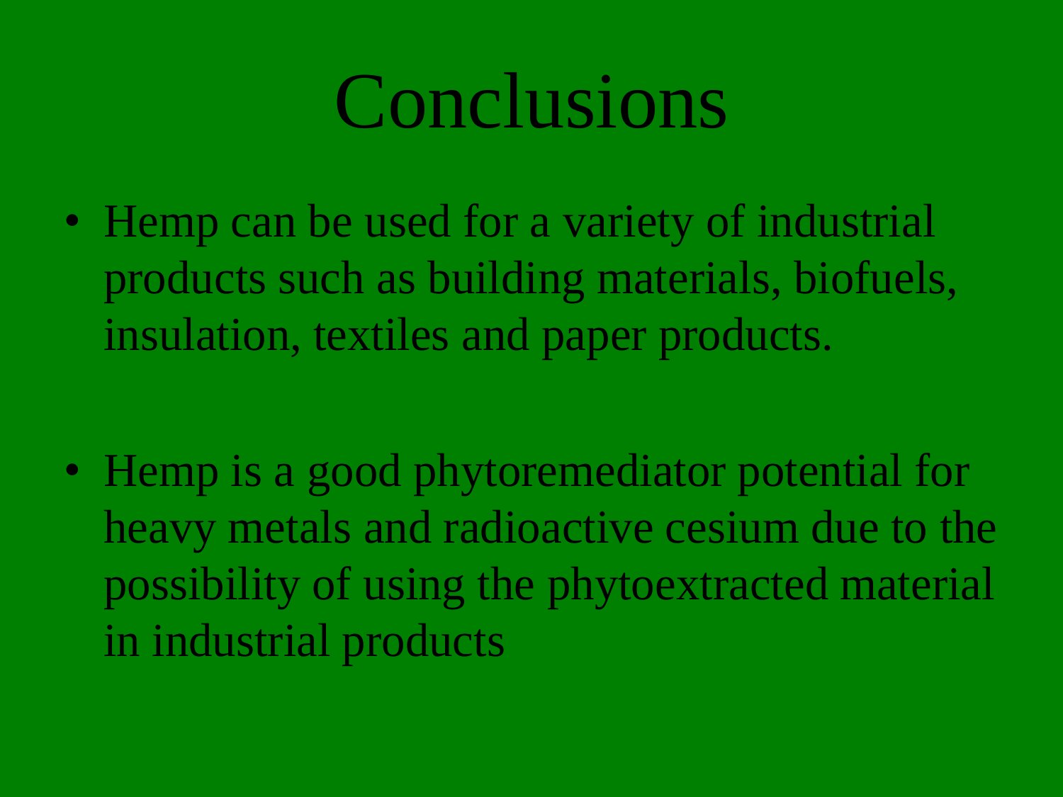# Conclusions

- Hemp can be used for a variety of industrial products such as building materials, biofuels, insulation, textiles and paper products.
- Hemp is a good phytoremediator potential for heavy metals and radioactive cesium due to the possibility of using the phytoextracted material in industrial products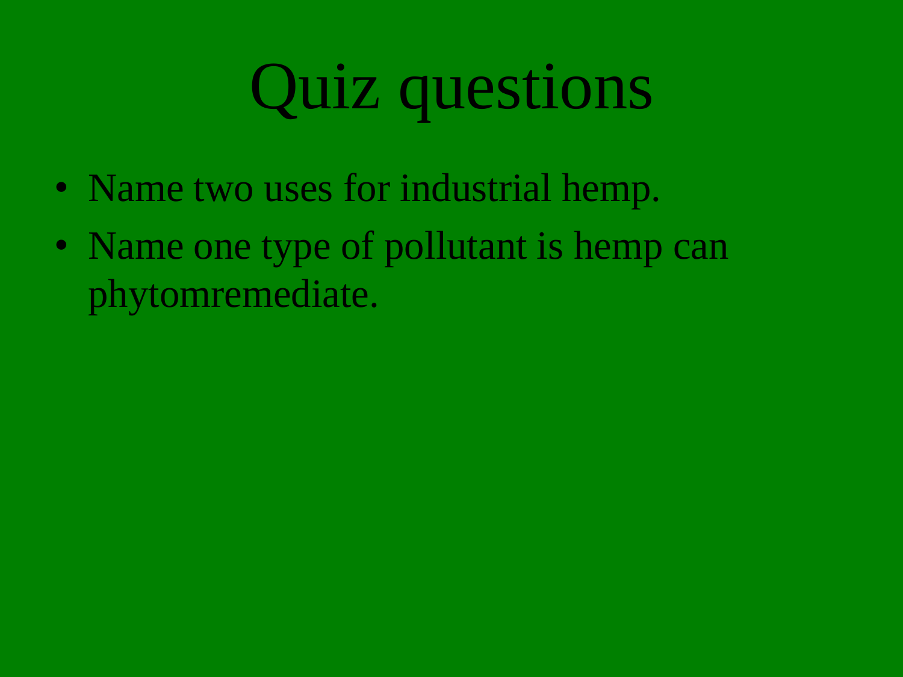# Quiz questions

- Name two uses for industrial hemp.
- Name one type of pollutant is hemp can phytomremediate.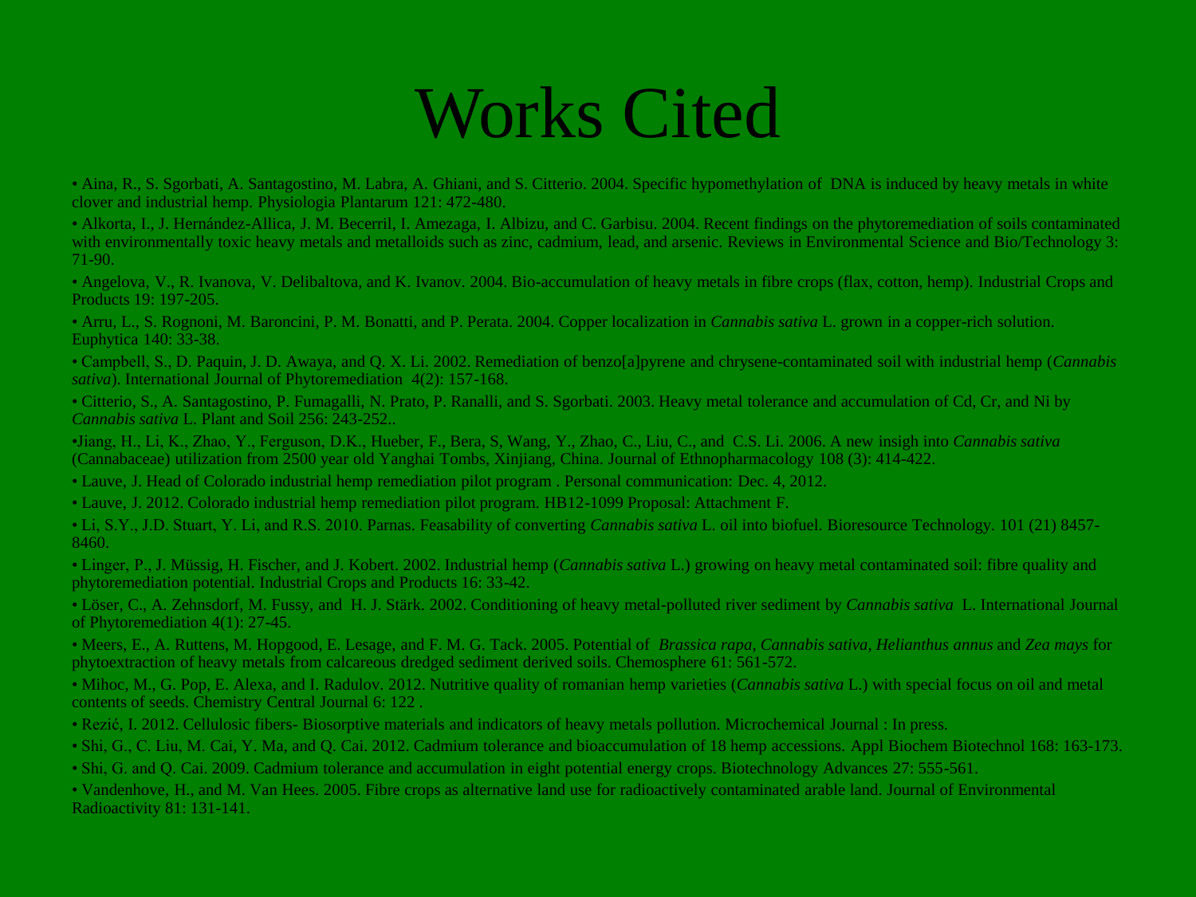# Works Cited

- Aina, R., S. Sgorbati, A. Santagostino, M. Labra, A. Ghiani, and S. Citterio. 2004. Specific hypomethylation of DNA is induced by heavy metals in white clover and industrial hemp. Physiologia Plantarum 121: 472-480.
- Alkorta, I., J. Hernández-Allica, J. M. Becerril, I. Amezaga, I. Albizu, and C. Garbisu. 2004. Recent findings on the phytoremediation of soils contaminated with environmentally toxic heavy metals and metalloids such as zinc, cadmium, lead, and arsenic. Reviews in Environmental Science and Bio/Technology 3: 71-90.
- Angelova, V., R. Ivanova, V. Delibaltova, and K. Ivanov. 2004. Bio-accumulation of heavy metals in fibre crops (flax, cotton, hemp). Industrial Crops and Products 19: 197-205.
- Arru, L., S. Rognoni, M. Baroncini, P. M. Bonatti, and P. Perata. 2004. Copper localization in *Cannabis sativa* L. grown in a copper-rich solution. Euphytica 140: 33-38.
- Campbell, S., D. Paquin, J. D. Awaya, and Q. X. Li. 2002. Remediation of benzo[a]pyrene and chrysene-contaminated soil with industrial hemp (*Cannabis sativa*). International Journal of Phytoremediation 4(2): 157-168.
- Citterio, S., A. Santagostino, P. Fumagalli, N. Prato, P. Ranalli, and S. Sgorbati. 2003. Heavy metal tolerance and accumulation of Cd, Cr, and Ni by *Cannabis sativa* L. Plant and Soil 256: 243-252..
- Jiang, H., Li, K., Zhao, Y., Ferguson, D.K., Hueber, F., Bera, S, Wang, Y., Zhao, C., Liu, C., and C.S. Li. 2006. A new insigh into *Cannabis sativa* (Cannabaceae) utilization from 2500 year old Yanghai Tombs, Xinjiang, China. Journal of Ethnopharmacology 108 (3): 414-422.
- Lauve, J. Head of Colorado industrial hemp remediation pilot program . Personal communication: Dec. 4, 2012.
- Lauve, J. 2012. Colorado industrial hemp remediation pilot program. HB12-1099 Proposal: Attachment F.
- Li, S.Y., J.D. Stuart, Y. Li, and R.S. 2010. Parnas. Feasability of converting *Cannabis sativa* L. oil into biofuel. Bioresource Technology. 101 (21) 8457-8460.
- Linger, P., J. Müssig, H. Fischer, and J. Kobert. 2002. Industrial hemp (*Cannabis sativa* L.) growing on heavy metal contaminated soil: fibre quality and phytoremediation potential. Industrial Crops and Products 16: 33-42.
- Löser, C., A. Zehnsdorf, M. Fussy, and H. J. Stärk. 2002. Conditioning of heavy metal-polluted river sediment by *Cannabis sativa* L. International Journal of Phytoremediation 4(1): 27-45.
- Meers, E., A. Ruttens, M. Hopgood, E. Lesage, and F. M. G. Tack. 2005. Potential of *Brassica rapa*, *Cannabis sativa*, *Helianthus annus* and *Zea mays* for phytoextraction of heavy metals from calcareous dredged sediment derived soils. Chemosphere 61: 561-572.
- Mihoc, M., G. Pop, E. Alexa, and I. Radulov. 2012. Nutritive quality of romanian hemp varieties (*Cannabis sativa* L.) with special focus on oil and metal contents of seeds. Chemistry Central Journal 6: 122 .
- Rezić, I. 2012. Cellulosic fibers- Biosorptive materials and indicators of heavy metals pollution. Microchemical Journal : In press.
- Shi, G., C. Liu, M. Cai, Y. Ma, and Q. Cai. 2012. Cadmium tolerance and bioaccumulation of 18 hemp accessions. Appl Biochem Biotechnol 168: 163-173.
- Shi, G. and Q. Cai. 2009. Cadmium tolerance and accumulation in eight potential energy crops. Biotechnology Advances 27: 555-561.
- Vandenhove, H., and M. Van Hees. 2005. Fibre crops as alternative land use for radioactively contaminated arable land. Journal of Environmental Radioactivity 81: 131-141.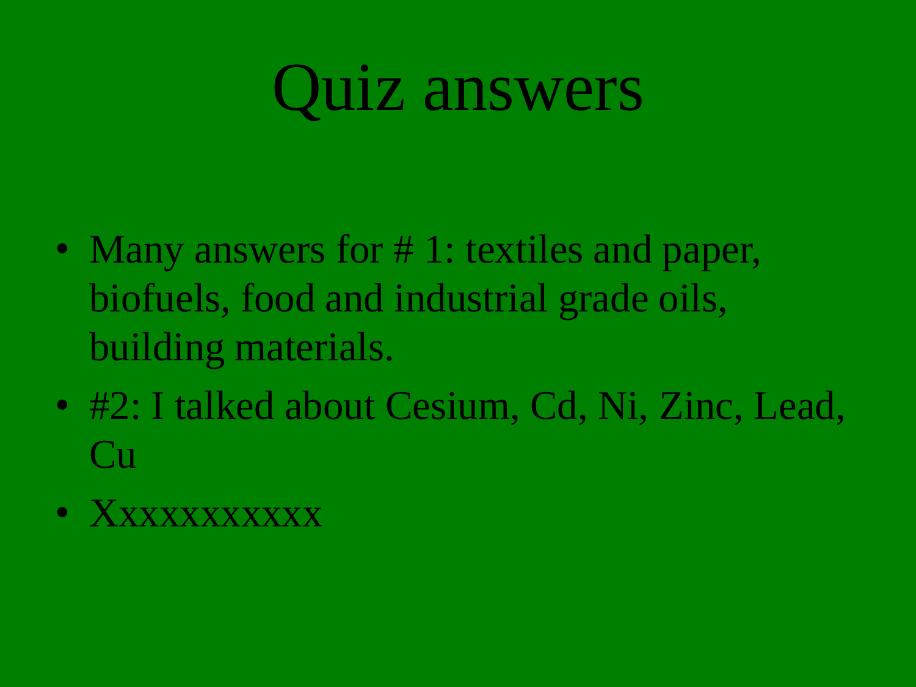# Quiz answers

- Many answers for # 1: textiles and paper, biofuels, food and industrial grade oils, building materials.
- #2: I talked about Cesium, Cd, Ni, Zinc, Lead, Cu
- Xxxxxxxxxxx